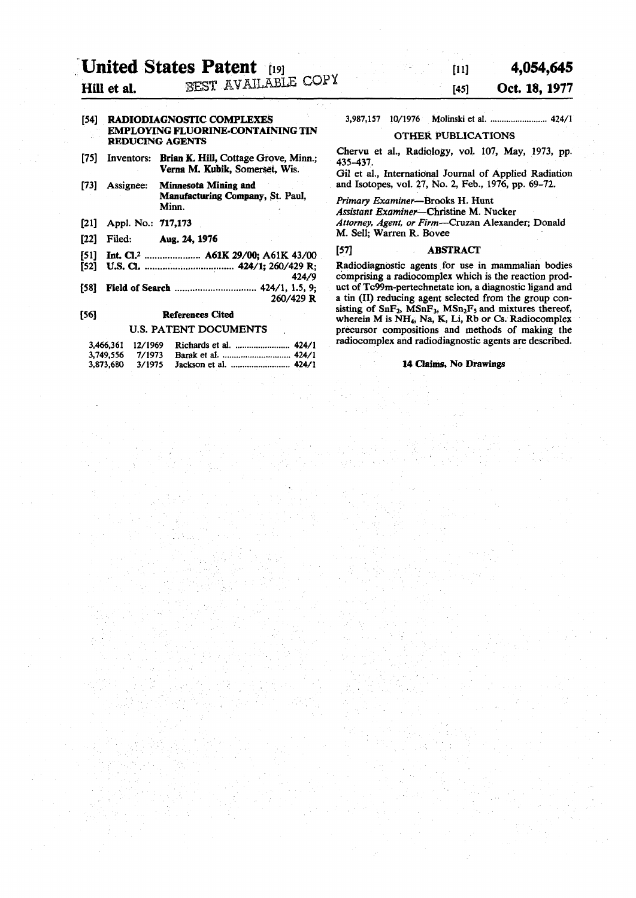# United States Patent [19]

**Hill et al.**

BEST AVAILABLE COPY

[11] **4,054,645**

[45] **Oct. 18, 1977**

[54] **RADIODIAGNOSTIC COMPLEXES EMPLOYING FLUORINE-CONTAINING TIN REDUCING AGENTS**

[75] Inventors: **Brian K. Hill**, Cottage Grove, Minn.; **Verna M. Kubik**, Somerset, Wis.

[73] Assignee: **Minnesota Mining and Manufacturing Company**, St. Paul, Minn.

[21] Appl. No.: **717,173**

[22] Filed: **Aug. 24, 1976**

[51] **Int. Cl.**[2] ..................... **A61K 29/00; A61K 43/00**

[52] **U.S. Cl.** .................................. **424/1; 260/429 R; 424/9**

[58] **Field of Search** ............................... 424/1, 1.5, 9; 260/429 R

[56] **References Cited**

U.S. PATENT DOCUMENTS

| | | | |
|---|---|---|---|
| 3,466,361 | 12/1969 | Richards et al. ........................ | 424/1 |
| 3,749,556 | 7/1973 | Barak et al. ............................. | 424/1 |
| 3,873,680 | 3/1975 | Jackson et al. ......................... | 424/1 |
| 3,987,157 | 10/1976 | Molinski et al. ........................ | 424/1 |

OTHER PUBLICATIONS

Chervu et al., Radiology, vol. 107, May, 1973, pp. 435–437.

Gil et al., International Journal of Applied Radiation and Isotopes, vol. 27, No. 2, Feb., 1976, pp. 69–72.

*Primary Examiner*—Brooks H. Hunt

*Assistant Examiner*—Christine M. Nucker

*Attorney, Agent, or Firm*—Cruzan Alexander; Donald M. Sell; Warren R. Bovee

[57] **ABSTRACT**

Radiodiagnostic agents for use in mammalian bodies comprising a radiocomplex which is the reaction product of Tc99m-pertechnetate ion, a diagnostic ligand and a tin (II) reducing agent selected from the group consisting of $SnF_2$, $MSnF_3$, $MSn_2F_5$ and mixtures thereof, wherein M is $NH_4$, Na, K, Li, Rb or Cs. Radiocomplex precursor compositions and methods of making the radiocomplex and radiodiagnostic agents are described.

**14 Claims, No Drawings**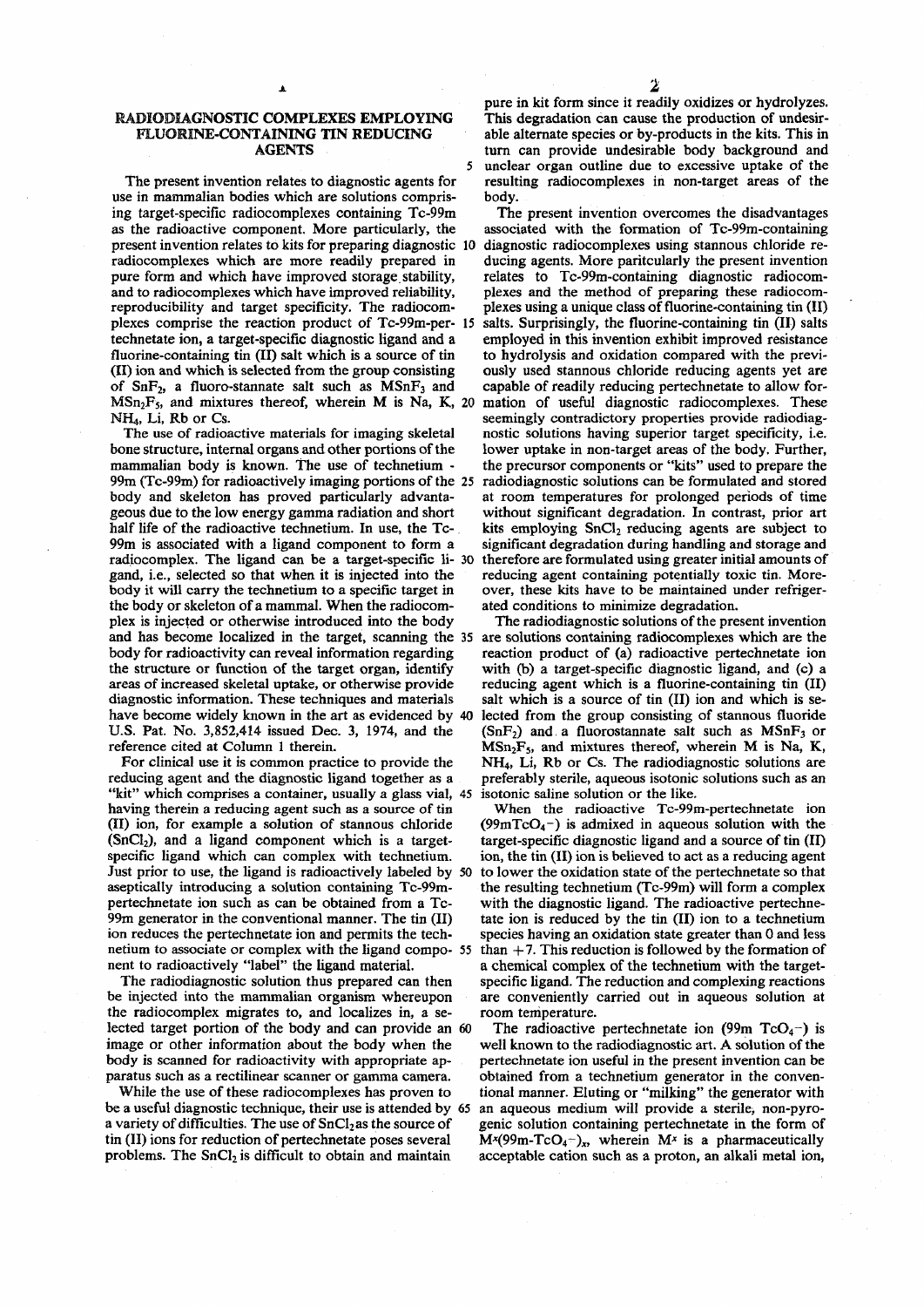# RADIODIAGNOSTIC COMPLEXES EMPLOYING FLUORINE-CONTAINING TIN REDUCING AGENTS

The present invention relates to diagnostic agents for use in mammalian bodies which are solutions comprising target-specific radiocomplexes containing Tc-99m as the radioactive component. More particularly, the present invention relates to kits for preparing diagnostic radiocomplexes which are more readily prepared in pure form and which have improved storage stability, and to radiocomplexes which have improved reliability, reproducibility and target specificity. The radiocomplexes comprise the reaction product of Tc-99m-pertechnetate ion, a target-specific diagnostic ligand and a fluorine-containing tin (II) salt which is a source of tin (II) ion and which is selected from the group consisting of $SnF_2$, a fluoro-stannate salt such as $MSnF_3$ and $MSn_2F_5$, and mixtures thereof, wherein M is Na, K, $NH_4$, Li, Rb or Cs.

The use of radioactive materials for imaging skeletal bone structure, internal organs and other portions of the mammalian body is known. The use of technetium - 99m (Tc-99m) for radioactively imaging portions of the body and skeleton has proved particularly advantageous due to the low energy gamma radiation and short half life of the radioactive technetium. In use, the Tc-99m is associated with a ligand component to form a radiocomplex. The ligand can be a target-specific ligand, i.e., selected so that when it is injected into the body it will carry the technetium to a specific target in the body or skeleton of a mammal. When the radiocomplex is injected or otherwise introduced into the body and has become localized in the target, scanning the body for radioactivity can reveal information regarding the structure or function of the target organ, identify areas of increased skeletal uptake, or otherwise provide diagnostic information. These techniques and materials have become widely known in the art as evidenced by U.S. Pat. No. 3,852,414 issued Dec. 3, 1974, and the reference cited at Column 1 therein.

For clinical use it is common practice to provide the reducing agent and the diagnostic ligand together as a "kit" which comprises a container, usually a glass vial, having therein a reducing agent such as a source of tin (II) ion, for example a solution of stannous chloride ($SnCl_2$), and a ligand component which is a target-specific ligand which can complex with technetium. Just prior to use, the ligand is radioactively labeled by aseptically introducing a solution containing Tc-99m-pertechnetate ion such as can be obtained from a Tc-99m generator in the conventional manner. The tin (II) ion reduces the pertechnetate ion and permits the technetium to associate or complex with the ligand component to radioactively "label" the ligand material.

The radiodiagnostic solution thus prepared can then be injected into the mammalian organism whereupon the radiocomplex migrates to, and localizes in, a selected target portion of the body and can provide an image or other information about the body when the body is scanned for radioactivity with appropriate apparatus such as a rectilinear scanner or gamma camera.

While the use of these radiocomplexes has proven to be a useful diagnostic technique, their use is attended by a variety of difficulties. The use of $SnCl_2$ as the source of tin (II) ions for reduction of pertechnetate poses several problems. The $SnCl_2$ is difficult to obtain and maintain pure in kit form since it readily oxidizes or hydrolyzes. This degradation can cause the production of undesirable alternate species or by-products in the kits. This in turn can provide undesirable body background and unclear organ outline due to excessive uptake of the resulting radiocomplexes in non-target areas of the body.

The present invention overcomes the disadvantages associated with the formation of Tc-99m-containing diagnostic radiocomplexes using stannous chloride reducing agents. More paritcularly the present invention relates to Tc-99m-containing diagnostic radiocomplexes and the method of preparing these radiocomplexes using a unique class of fluorine-containing tin (II) salts. Surprisingly, the fluorine-containing tin (II) salts employed in this invention exhibit improved resistance to hydrolysis and oxidation compared with the previously used stannous chloride reducing agents yet are capable of readily reducing pertechnetate to allow formation of useful diagnostic radiocomplexes. These seemingly contradictory properties provide radiodiagnostic solutions having superior target specificity, i.e. lower uptake in non-target areas of the body. Further, the precursor components or "kits" used to prepare the radiodiagnostic solutions can be formulated and stored at room temperatures for prolonged periods of time without significant degradation. In contrast, prior art kits employing $SnCl_2$ reducing agents are subject to significant degradation during handling and storage and therefore are formulated using greater initial amounts of reducing agent containing potentially toxic tin. Moreover, these kits have to be maintained under refrigerated conditions to minimize degradation.

The radiodiagnostic solutions of the present invention are solutions containing radiocomplexes which are the reaction product of (a) radioactive pertechnetate ion with (b) a target-specific diagnostic ligand, and (c) a reducing agent which is a fluorine-containing tin (II) salt which is a source of tin (II) ion and which is selected from the group consisting of stannous fluoride ($SnF_2$) and a fluorostannate salt such as $MSnF_3$ or $MSn_2F_5$, and mixtures thereof, wherein M is Na, K, $NH_4$, Li, Rb or Cs. The radiodiagnostic solutions are preferably sterile, aqueous isotonic solutions such as an isotonic saline solution or the like.

When the radioactive Tc-99m-pertechnetate ion ($99mTcO_4^-$) is admixed in aqueous solution with the target-specific diagnostic ligand and a source of tin (II) ion, the tin (II) ion is believed to act as a reducing agent to lower the oxidation state of the pertechnetate so that the resulting technetium (Tc-99m) will form a complex with the diagnostic ligand. The radioactive pertechnetate ion is reduced by the tin (II) ion to a technetium species having an oxidation state greater than 0 and less than +7. This reduction is followed by the formation of a chemical complex of the technetium with the target-specific ligand. The reduction and complexing reactions are conveniently carried out in aqueous solution at room temperature.

The radioactive pertechnetate ion ($99m\ TcO_4^-$) is well known to the radiodiagnostic art. A solution of the pertechnetate ion useful in the present invention can be obtained from a technetium generator in the conventional manner. Eluting or "milking" the generator with an aqueous medium will provide a sterile, non-pyrogenic solution containing pertechnetate in the form of $M^x(99m\text{-}TcO_4^-)_x$, wherein $M^x$ is a pharmaceutically acceptable cation such as a proton, an alkali metal ion,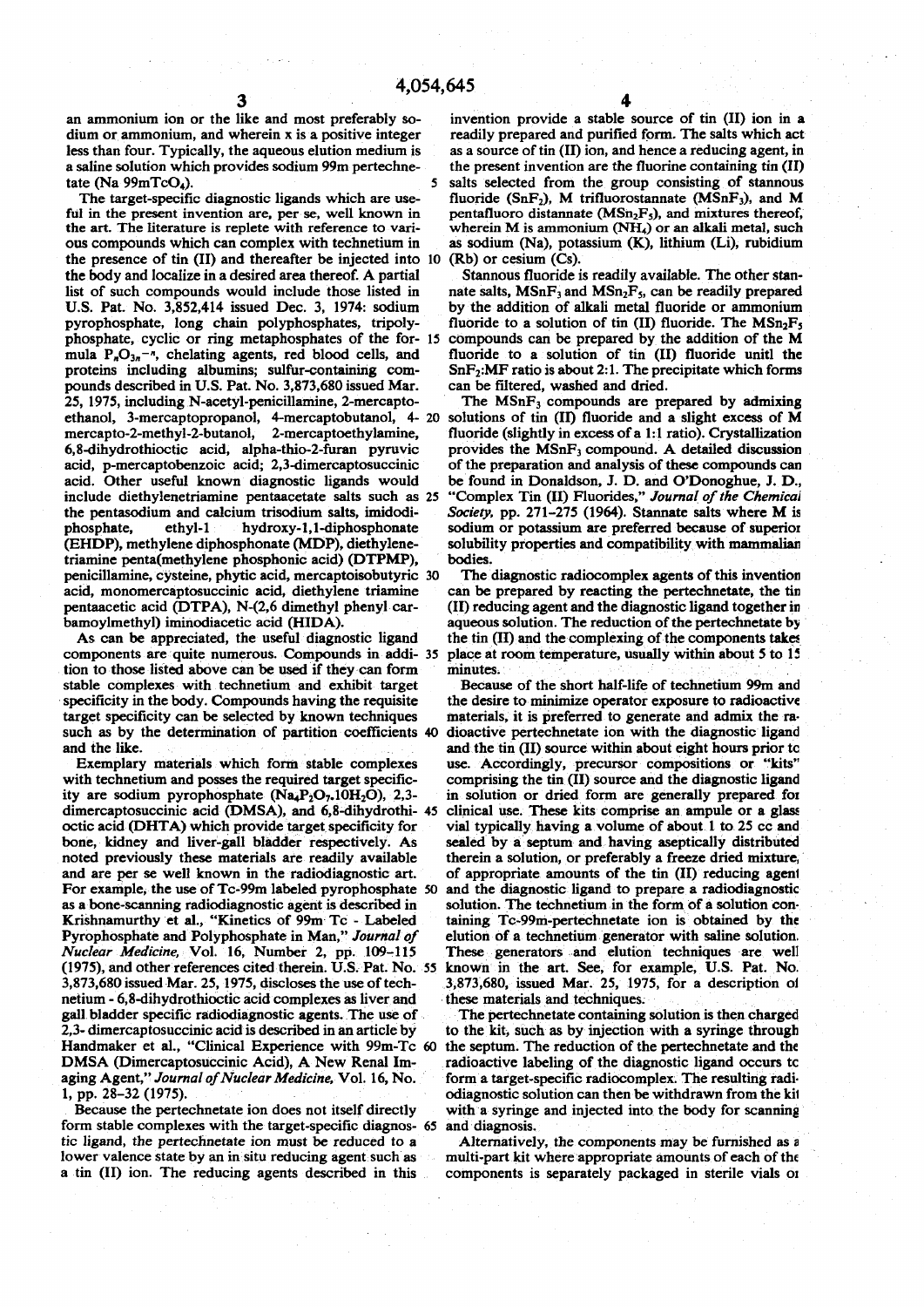an ammonium ion or the like and most preferably sodium or ammonium, and wherein x is a positive integer less than four. Typically, the aqueous elution medium is a saline solution which provides sodium 99m pertechnetate (Na $99mTcO_4$).

The target-specific diagnostic ligands which are useful in the present invention are, per se, well known in the art. The literature is replete with reference to various compounds which can complex with technetium in the presence of tin (II) and thereafter be injected into the body and localize in a desired area thereof. A partial list of such compounds would include those listed in U.S. Pat. No. 3,852,414 issued Dec. 3, 1974: sodium pyrophosphate, long chain polyphosphates, tripolyphosphate, cyclic or ring metaphosphates of the formula $P_nO_{3n}^{-n}$, chelating agents, red blood cells, and proteins including albumins; sulfur-containing compounds described in U.S. Pat. No. 3,873,680 issued Mar. 25, 1975, including N-acetyl-penicillamine, 2-mercaptoethanol, 3-mercaptopropanol, 4-mercaptobutanol, 4-mercapto-2-methyl-2-butanol, 2-mercaptoethylamine, 6,8-dihydrothioctic acid, alpha-thio-2-furan pyruvic acid, p-mercaptobenzoic acid; 2,3-dimercaptosuccinic acid. Other useful known diagnostic ligands would include diethylenetriamine pentaacetate salts such as the pentasodium and calcium trisodium salts, imidodiphosphate, ethyl-1 hydroxy-1,1-diphosphonate (EHDP), methylene diphosphonate (MDP), diethylenetriamine penta(methylene phosphonic acid) (DTPMP), penicillamine, cysteine, phytic acid, mercaptoisobutyric acid, monomercaptosuccinic acid, diethylene triamine pentaacetic acid (DTPA), N-(2,6 dimethyl phenyl carbamoylmethyl) iminodiacetic acid (HIDA).

As can be appreciated, the useful diagnostic ligand components are quite numerous. Compounds in addition to those listed above can be used if they can form stable complexes with technetium and exhibit target specificity in the body. Compounds having the requisite target specificity can be selected by known techniques such as by the determination of partition coefficients and the like.

Exemplary materials which form stable complexes with technetium and posses the required target specificity are sodium pyrophosphate ($Na_4P_2O_7.10H_2O$), 2,3-dimercaptosuccinic acid (DMSA), and 6,8-dihydrothioctic acid (DHTA) which provide target specificity for bone, kidney and liver-gall bladder respectively. As noted previously these materials are readily available and are per se well known in the radiodiagnostic art. For example, the use of Tc-99m labeled pyrophosphate as a bone-scanning radiodiagnostic agent is described in Krishnamurthy et al., "Kinetics of 99m Tc - Labeled Pyrophosphate and Polyphosphate in Man," *Journal of Nuclear Medicine*, Vol. 16, Number 2, pp. 109–115 (1975), and other references cited therein. U.S. Pat. No. 3,873,680 issued Mar. 25, 1975, discloses the use of technetium - 6,8-dihydrothioctic acid complexes as liver and gall bladder specific radiodiagnostic agents. The use of 2,3- dimercaptosuccinic acid is described in an article by Handmaker et al., "Clinical Experience with 99m-Tc DMSA (Dimercaptosuccinic Acid), A New Renal Imaging Agent," *Journal of Nuclear Medicine*, Vol. 16, No. 1, pp. 28–32 (1975).

Because the pertechnetate ion does not itself directly form stable complexes with the target-specific diagnostic ligand, the pertechnetate ion must be reduced to a lower valence state by an in situ reducing agent such as a tin (II) ion. The reducing agents described in this invention provide a stable source of tin (II) ion in a readily prepared and purified form. The salts which act as a source of tin (II) ion, and hence a reducing agent, in the present invention are the fluorine containing tin (II) salts selected from the group consisting of stannous fluoride ($SnF_2$), M trifluorostannate ($MSnF_3$), and M pentafluoro distannate ($MSn_2F_5$), and mixtures thereof, wherein M is ammonium ($NH_4$) or an alkali metal, such as sodium (Na), potassium (K), lithium (Li), rubidium (Rb) or cesium (Cs).

Stannous fluoride is readily available. The other stannate salts, $MSnF_3$ and $MSn_2F_5$, can be readily prepared by the addition of alkali metal fluoride or ammonium fluoride to a solution of tin (II) fluoride. The $MSn_2F_5$ compounds can be prepared by the addition of the M fluoride to a solution of tin (II) fluoride unitl the $SnF_2$:MF ratio is about 2:1. The precipitate which forms can be filtered, washed and dried.

The $MSnF_3$ compounds are prepared by admixing solutions of tin (II) fluoride and a slight excess of M fluoride (slightly in excess of a 1:1 ratio). Crystallization provides the $MSnF_3$ compound. A detailed discussion of the preparation and analysis of these compounds can be found in Donaldson, J. D. and O'Donoghue, J. D., "Complex Tin (II) Fluorides," *Journal of the Chemical Society*, pp. 271–275 (1964). Stannate salts where M is sodium or potassium are preferred because of superior solubility properties and compatibility with mammalian bodies.

The diagnostic radiocomplex agents of this invention can be prepared by reacting the pertechnetate, the tin (II) reducing agent and the diagnostic ligand together in aqueous solution. The reduction of the pertechnetate by the tin (II) and the complexing of the components takes place at room temperature, usually within about 5 to 15 minutes.

Because of the short half-life of technetium 99m and the desire to minimize operator exposure to radioactive materials, it is preferred to generate and admix the radioactive pertechnetate ion with the diagnostic ligand and the tin (II) source within about eight hours prior to use. Accordingly, precursor compositions or "kits" comprising the tin (II) source and the diagnostic ligand in solution or dried form are generally prepared for clinical use. These kits comprise an ampule or a glass vial typically having a volume of about 1 to 25 cc and sealed by a septum and having aseptically distributed therein a solution, or preferably a freeze dried mixture, of appropriate amounts of the tin (II) reducing agent and the diagnostic ligand to prepare a radiodiagnostic solution. The technetium in the form of a solution containing Tc-99m-pertechnetate ion is obtained by the elution of a technetium generator with saline solution. These generators and elution techniques are well known in the art. See, for example, U.S. Pat. No. 3,873,680, issued Mar. 25, 1975, for a description of these materials and techniques.

The pertechnetate containing solution is then charged to the kit, such as by injection with a syringe through the septum. The reduction of the pertechnetate and the radioactive labeling of the diagnostic ligand occurs to form a target-specific radiocomplex. The resulting radiodiagnostic solution can then be withdrawn from the kit with a syringe and injected into the body for scanning and diagnosis.

Alternatively, the components may be furnished as a multi-part kit where appropriate amounts of each of the components is separately packaged in sterile vials or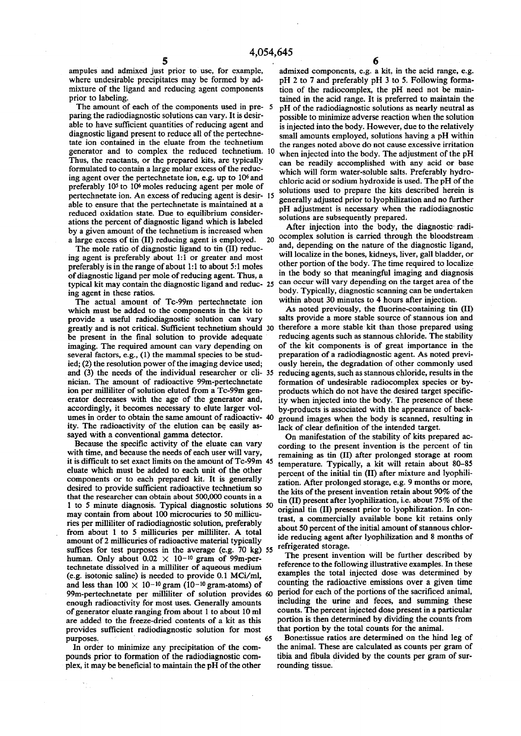ampules and admixed just prior to use, for example, where undesirable precipitates may be formed by admixture of the ligand and reducing agent components prior to labeling.

The amount of each of the components used in preparing the radiodiagnostic solutions can vary. It is desirable to have sufficient quantities of reducing agent and diagnostic ligand present to reduce all of the pertechnetate ion contained in the eluate from the technetium generator and to complex the reduced technetium. Thus, the reactants, or the prepared kits, are typically formulated to contain a large molar excess of the reducing agent over the pertechnetate ion, e.g. up to $10^6$ and preferably $10^5$ to $10^6$ moles reducing agent per mole of pertechnetate ion. An excess of reducing agent is desirable to ensure that the pertechnetate is maintained at a reduced oxidation state. Due to equilibrium considerations the percent of diagnostic ligand which is labeled by a given amount of the technetium is increased when a large excess of tin (II) reducing agent is employed.

The mole ratio of diagnostic ligand to tin (II) reducing agent is preferably about 1:1 or greater and most preferably is in the range of about 1:1 to about 5:1 moles of diagnostic ligand per mole of reducing agent. Thus, a typical kit may contain the diagnostic ligand and reducing agent in these ratios.

The actual amount of Tc-99m pertechnetate ion which must be added to the components in the kit to provide a useful radiodiagnostic solution can vary greatly and is not critical. Sufficient technetium should be present in the final solution to provide adequate imaging. The required amount can vary depending on several factors, e.g., (1) the mammal species to be studied; (2) the resolution power of the imaging device used; and (3) the needs of the individual researcher or clinician. The amount of radioactive 99m-pertechnetate ion per milliliter of solution eluted from a Tc-99m generator decreases with the age of the generator and, accordingly, it becomes necessary to elute larger volumes in order to obtain the same amount of radioactivity. The radioactivity of the elution can be easily assayed with a conventional gamma detector.

Because the specific activity of the eluate can vary with time, and because the needs of each user will vary, it is difficult to set exact limits on the amount of Tc-99m eluate which must be added to each unit of the other components or to each prepared kit. It is generally desired to provide sufficient radioactive technetium so that the researcher can obtain about 500,000 counts in a 1 to 5 minute diagnosis. Typical diagnostic solutions may contain from about 100 microcuries to 50 millicuries per milliliter of radiodiagnostic solution, preferably from about 1 to 5 millicuries per milliliter. A total amount of 2 millicuries of radioactive material typically suffices for test purposes in the average (e.g. 70 kg) human. Only about $0.02 \times 10^{-10}$ gram of 99m-pertechnetate dissolved in a milliliter of aqueous medium (e.g. isotonic saline) is needed to provide 0.1 MCi/ml, and less than $100 \times 10^{-10}$ gram ($10^{-10}$ gram-atoms) of 99m-pertechnetate per milliliter of solution provides enough radioactivity for most uses. Generally amounts of generator eluate ranging from about 1 to about 10 ml are added to the freeze-dried contents of a kit as this provides sufficient radiodiagnostic solution for most purposes.

In order to minimize any precipitation of the compounds prior to formation of the radiodiagnostic complex, it may be beneficial to maintain the pH of the other admixed components, e.g. a kit, in the acid range, e.g. pH 2 to 7 and preferably pH 3 to 5. Following formation of the radiocomplex, the pH need not be maintained in the acid range. It is preferred to maintain the pH of the radiodiagnostic solutions as nearly neutral as possible to minimize adverse reaction when the solution is injected into the body. However, due to the relatively small amounts employed, solutions having a pH within the ranges noted above do not cause excessive irritation when injected into the body. The adjustment of the pH can be readily accomplished with any acid or base which will form water-soluble salts. Preferably hydrochloric acid or sodium hydroxide is used. The pH of the solutions used to prepare the kits described herein is generally adjusted prior to lyophilization and no further pH adjustment is necessary when the radiodiagnostic solutions are subsequently prepared.

After injection into the body, the diagnostic radiocomplex solution is carried through the bloodstream and, depending on the nature of the diagnostic ligand, will localize in the bones, kidneys, liver, gall bladder, or other portion of the body. The time required to localize in the body so that meaningful imaging and diagnosis can occur will vary depending on the target area of the body. Typically, diagnostic scanning can be undertaken within about 30 minutes to 4 hours after injection.

As noted previously, the fluorine-containing tin (II) salts provide a more stable source of stannous ion and therefore a more stable kit than those prepared using reducing agents such as stannous chloride. The stability of the kit components is of great importance in the preparation of a radiodiagnostic agent. As noted previously herein, the degradation of other commonly used reducing agents, such as stannous chloride, results in the formation of undesirable radiocomplex species or by-products which do not have the desired target specificity when injected into the body. The presence of these by-products is associated with the appearance of background images when the body is scanned, resulting in lack of clear definition of the intended target.

On manifestation of the stability of kits prepared according to the present invention is the percent of tin remaining as tin (II) after prolonged storage at room temperature. Typically, a kit will retain about 80–85 percent of the initial tin (II) after mixture and lyophilization. After prolonged storage, e.g. 9 months or more, the kits of the present invention retain about 90% of the tin (II) present after lyophilization, i.e. about 75% of the original tin (II) present prior to lyophilization. In contrast, a commercially available bone kit retains only about 50 percent of the initial amount of stannous chloride reducing agent after lyophilization and 8 months of refrigerated storage.

The present invention will be further described by reference to the following illustrative examples. In these examples the total injected dose was determined by counting the radioactive emissions over a given time period for each of the portions of the sacrificed animal, including the urine and feces, and summing these counts. The percent injected dose present in a particular portion is then determined by dividing the counts from that portion by the total counts for the animal.

Bone:tissue ratios are determined on the hind leg of the animal. These are calculated as counts per gram of tibia and fibula divided by the counts per gram of surrounding tissue.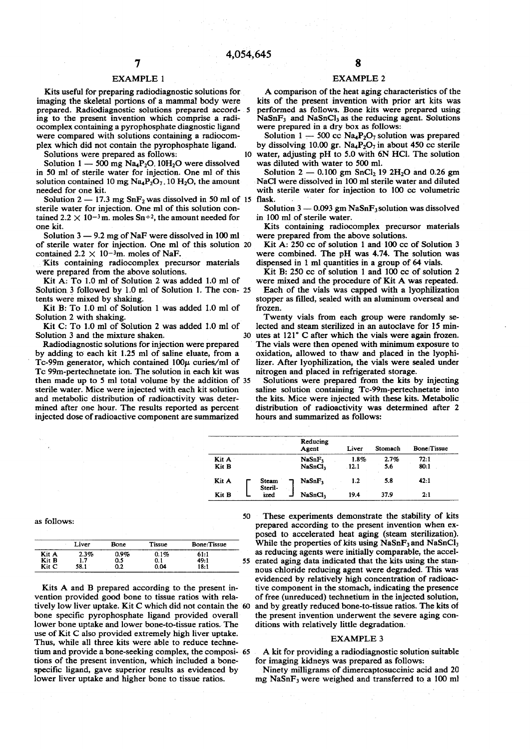## EXAMPLE 1

Kits useful for preparing radiodiagnostic solutions for imaging the skeletal portions of a mammal body were prepared. Radiodiagnostic solutions prepared according to the present invention which comprise a radiocomplex containing a pyrophosphate diagnostic ligand were compared with solutions containing a radiocomplex which did not contain the pyrophosphate ligand.

Solutions were prepared as follows:

Solution 1 — 500 mg $Na_4P_2O.10H_2O$ were dissolved in 50 ml of sterile water for injection. One ml of this solution contained 10 mg $Na_4P_2O_7.10\ H_2O$, the amount needed for one kit.

Solution 2 — 17.3 mg $SnF_2$ was dissolved in 50 ml of sterile water for injection. One ml of this solution contained $2.2 \times 10^{-3}$m. moles $Sn^{+2}$, the amount needed for one kit.

Solution 3 — 9.2 mg of NaF were dissolved in 100 ml of sterile water for injection. One ml of this solution contained $2.2 \times 10^{-3}$m. moles of NaF.

Kits containing radiocomplex precursor materials were prepared from the above solutions.

Kit A: To 1.0 ml of Solution 2 was added 1.0 ml of Solution 3 followed by 1.0 ml of Solution 1. The contents were mixed by shaking.

Kit B: To 1.0 ml of Solution 1 was added 1.0 ml of Solution 2 with shaking.

Kit C: To 1.0 ml of Solution 2 was added 1.0 ml of Solution 3 and the mixture shaken.

Radiodiagnostic solutions for injection were prepared by adding to each kit 1.25 ml of saline eluate, from a Tc-99m generator, which contained 100μ curies/ml of Tc 99m-pertechnetate ion. The solution in each kit was then made up to 5 ml total volume by the addition of sterile water. Mice were injected with each kit solution and metabolic distribution of radioactivity was determined after one hour. The results reported as percent injected dose of radioactive component are summarized as follows:

| | Liver | Bone | Tissue | Bone:Tissue |
|---|---|---|---|---|
| Kit A | 2.3% | 0.9% | 0.1% | 61:1 |
| Kit B | 1.7 | 0.5 | 0.1 | 49:1 |
| Kit C | 58.1 | 0.2 | 0.04 | 18:1 |

Kits A and B prepared according to the present invention provided good bone to tissue ratios with relatively low liver uptake. Kit C which did not contain the bone specific pyrophosphate ligand provided overall lower bone uptake and lower bone-to-tissue ratios. The use of Kit C also provided extremely high liver uptake. Thus, while all three kits were able to reduce technetium and provide a bone-seeking complex, the compositions of the present invention, which included a bone-specific ligand, gave superior results as evidenced by lower liver uptake and higher bone to tissue ratios.

## EXAMPLE 2

A comparison of the heat aging characteristics of the kits of the present invention with prior art kits was performed as follows. Bone kits were prepared using $NaSnF_3$ and $NaSnCl_3$ as the reducing agent. Solutions were prepared in a dry box as follows:

Solution 1 — 500 cc $Na_4P_2O_7$ solution was prepared by dissolving 10.00 gr. $Na_4P_2O_7$ in about 450 cc sterile water, adjusting pH to 5.0 with 6N HCl. The solution was diluted with water to 500 ml.

Solution 2 — 0.100 gm $SnCl_2$ 19 $2H_2O$ and 0.26 gm NaCl were dissolved in 100 ml sterile water and diluted with sterile water for injection to 100 cc volumetric flask.

Solution 3 — 0.093 gm $NaSnF_3$ solution was dissolved in 100 ml of sterile water.

Kits containing radiocomplex precursor materials were prepared from the above solutions.

Kit A: 250 cc of solution 1 and 100 cc of Solution 3 were combined. The pH was 4.74. The solution was dispensed in 1 ml quantities in a group of 64 vials.

Kit B: 250 cc of solution 1 and 100 cc of solution 2 were mixed and the procedure of Kit A was repeated.

Each of the vials was capped with a lyophilization stopper as filled, sealed with an aluminum overseal and frozen.

Twenty vials from each group were randomly selected and steam sterilized in an autoclave for 15 minutes at 121° C after which the vials were again frozen. The vials were then opened with minimum exposure to oxidation, allowed to thaw and placed in the lyophilizer. After lyophilization, the vials were sealed under nitrogen and placed in refrigerated storage.

Solutions were prepared from the kits by injecting saline solution containing Tc-99m-pertechnetate into the kits. Mice were injected with these kits. Metabolic distribution of radioactivity was determined after 2 hours and summarized as follows:

| | | Reducing Agent | Liver | Stomach | Bone:Tissue |
|---|---|---|---|---|---|
| Kit A | | $NaSnF_3$ | 1.8% | 2.7% | 72:1 |
| Kit B | | $NaSnCl_3$ | 12.1 | 5.6 | 80:1 |
| Kit A | Steam Sterilized | $NaSnF_3$ | 1.2 | 5.8 | 42:1 |
| Kit B | Steam Sterilized | $NaSnCl_3$ | 19.4 | 37.9 | 2:1 |

These experiments demonstrate the stability of kits prepared according to the present invention when exposed to accelerated heat aging (steam sterilization). While the properties of kits using $NaSnF_3$ and $NaSnCl_3$ as reducing agents were initially comparable, the accelerated aging data indicated that the kits using the stannous chloride reducing agent were degraded. This was evidenced by relatively high concentration of radioactive component in the stomach, indicating the presence of free (unreduced) technetium in the injected solution, and by greatly reduced bone-to-tissue ratios. The kits of the present invention underwent the severe aging conditions with relatively little degradation.

## EXAMPLE 3

A kit for providing a radiodiagnostic solution suitable for imaging kidneys was prepared as follows:

Ninety milligrams of dimercaptosuccinic acid and 20 mg $NaSnF_3$ were weighed and transferred to a 100 ml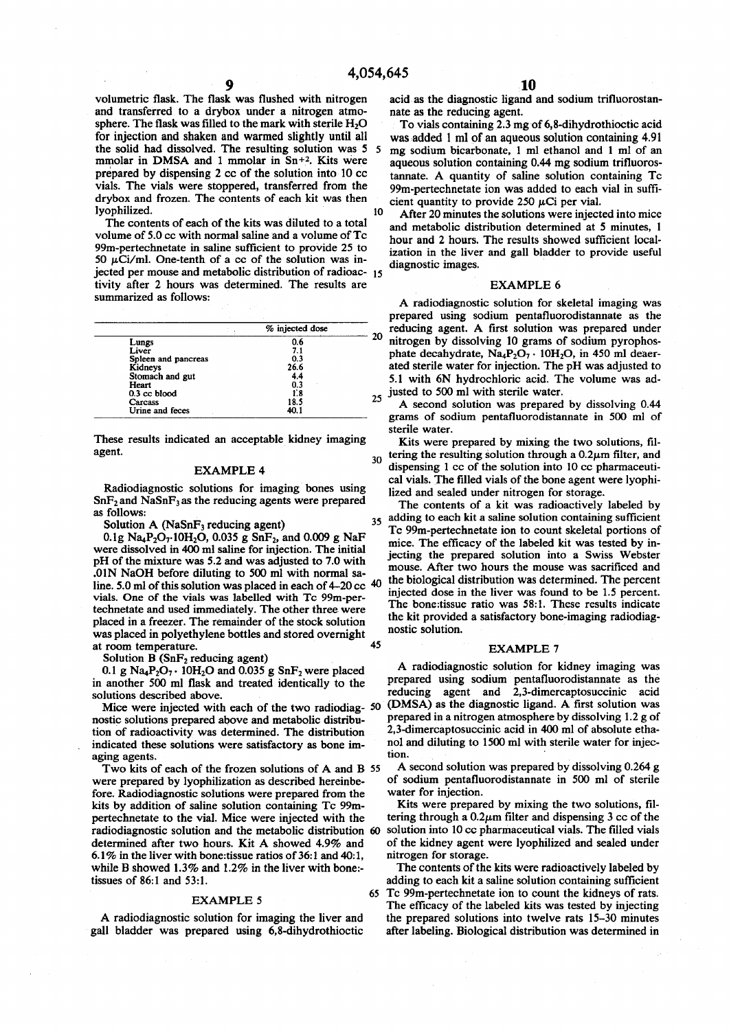volumetric flask. The flask was flushed with nitrogen and transferred to a drybox under a nitrogen atmosphere. The flask was filled to the mark with sterile $H_2O$ for injection and shaken and warmed slightly until all the solid had dissolved. The resulting solution was 5 mmolar in DMSA and 1 mmolar in $Sn^{+2}$. Kits were prepared by dispensing 2 cc of the solution into 10 cc vials. The vials were stoppered, transferred from the drybox and frozen. The contents of each kit was then lyophilized.

The contents of each of the kits was diluted to a total volume of 5.0 cc with normal saline and a volume of Tc 99m-pertechnetate in saline sufficient to provide 25 to 50 μCi/ml. One-tenth of a cc of the solution was injected per mouse and metabolic distribution of radioactivity after 2 hours was determined. The results are summarized as follows:

| | % injected dose |
|---|---|
| Lungs | 0.6 |
| Liver | 7.1 |
| Spleen and pancreas | 0.3 |
| Kidneys | 26.6 |
| Stomach and gut | 4.4 |
| Heart | 0.3 |
| 0.3 cc blood | 1.8 |
| Carcass | 18.5 |
| Urine and feces | 40.1 |

These results indicated an acceptable kidney imaging agent.

## EXAMPLE 4

Radiodiagnostic solutions for imaging bones using $SnF_2$ and $NaSnF_3$ as the reducing agents were prepared as follows:

Solution A ($NaSnF_3$ reducing agent)

0.1g $Na_4P_2O_7 \cdot 10H_2O$, 0.035 g $SnF_2$, and 0.009 g NaF were dissolved in 400 ml saline for injection. The initial pH of the mixture was 5.2 and was adjusted to 7.0 with .01N NaOH before diluting to 500 ml with normal saline. 5.0 ml of this solution was placed in each of 4–20 cc vials. One of the vials was labelled with Tc 99m-pertechnetate and used immediately. The other three were placed in a freezer. The remainder of the stock solution was placed in polyethylene bottles and stored overnight at room temperature.

Solution B ($SnF_2$ reducing agent)

0.1 g $Na_4P_2O_7 \cdot 10H_2O$ and 0.035 g $SnF_2$ were placed in another 500 ml flask and treated identically to the solutions described above.

Mice were injected with each of the two radiodiagnostic solutions prepared above and metabolic distribution of radioactivity was determined. The distribution indicated these solutions were satisfactory as bone imaging agents.

Two kits of each of the frozen solutions of A and B were prepared by lyophilization as described hereinbefore. Radiodiagnostic solutions were prepared from the kits by addition of saline solution containing Tc 99m-pertechnetate to the vial. Mice were injected with the radiodiagnostic solution and the metabolic distribution determined after two hours. Kit A showed 4.9% and 6.1% in the liver with bone:tissue ratios of 36:1 and 40:1, while B showed 1.3% and 1.2% in the liver with bone:-tissues of 86:1 and 53:1.

## EXAMPLE 5

A radiodiagnostic solution for imaging the liver and gall bladder was prepared using 6,8-dihydrothioctic acid as the diagnostic ligand and sodium trifluorostannate as the reducing agent.

To vials containing 2.3 mg of 6,8-dihydrothioctic acid was added 1 ml of an aqueous solution containing 4.91 mg sodium bicarbonate, 1 ml ethanol and 1 ml of an aqueous solution containing 0.44 mg sodium trifluorostannate. A quantity of saline solution containing Tc 99m-pertechnetate ion was added to each vial in sufficient quantity to provide 250 μCi per vial.

After 20 minutes the solutions were injected into mice and metabolic distribution determined at 5 minutes, 1 hour and 2 hours. The results showed sufficient localization in the liver and gall bladder to provide useful diagnostic images.

## EXAMPLE 6

A radiodiagnostic solution for skeletal imaging was prepared using sodium pentafluorodistannate as the reducing agent. A first solution was prepared under nitrogen by dissolving 10 grams of sodium pyrophosphate decahydrate, $Na_4P_2O_7 \cdot 10H_2O$, in 450 ml deaerated sterile water for injection. The pH was adjusted to 5.1 with 6N hydrochloric acid. The volume was adjusted to 500 ml with sterile water.

A second solution was prepared by dissolving 0.44 grams of sodium pentafluorodistannate in 500 ml of sterile water.

Kits were prepared by mixing the two solutions, filtering the resulting solution through a 0.2μm filter, and dispensing 1 cc of the solution into 10 cc pharmaceutical vials. The filled vials of the bone agent were lyophilized and sealed under nitrogen for storage.

The contents of a kit was radioactively labeled by adding to each kit a saline solution containing sufficient Tc 99m-pertechnetate ion to count skeletal portions of mice. The efficacy of the labeled kit was tested by injecting the prepared solution into a Swiss Webster mouse. After two hours the mouse was sacrificed and the biological distribution was determined. The percent injected dose in the liver was found to be 1.5 percent. The bone:tissue ratio was 58:1. These results indicate the kit provided a satisfactory bone-imaging radiodiagnostic solution.

## EXAMPLE 7

A radiodiagnostic solution for kidney imaging was prepared using sodium pentafluorodistannate as the reducing agent and 2,3-dimercaptosuccinic acid (DMSA) as the diagnostic ligand. A first solution was prepared in a nitrogen atmosphere by dissolving 1.2 g of 2,3-dimercaptosuccinic acid in 400 ml of absolute ethanol and diluting to 1500 ml with sterile water for injection.

A second solution was prepared by dissolving 0.264 g of sodium pentafluorodistannate in 500 ml of sterile water for injection.

Kits were prepared by mixing the two solutions, filtering through a 0.2μm filter and dispensing 3 cc of the solution into 10 cc pharmaceutical vials. The filled vials of the kidney agent were lyophilized and sealed under nitrogen for storage.

The contents of the kits were radioactively labeled by adding to each kit a saline solution containing sufficient Tc 99m-pertechnetate ion to count the kidneys of rats. The efficacy of the labeled kits was tested by injecting the prepared solutions into twelve rats 15–30 minutes after labeling. Biological distribution was determined in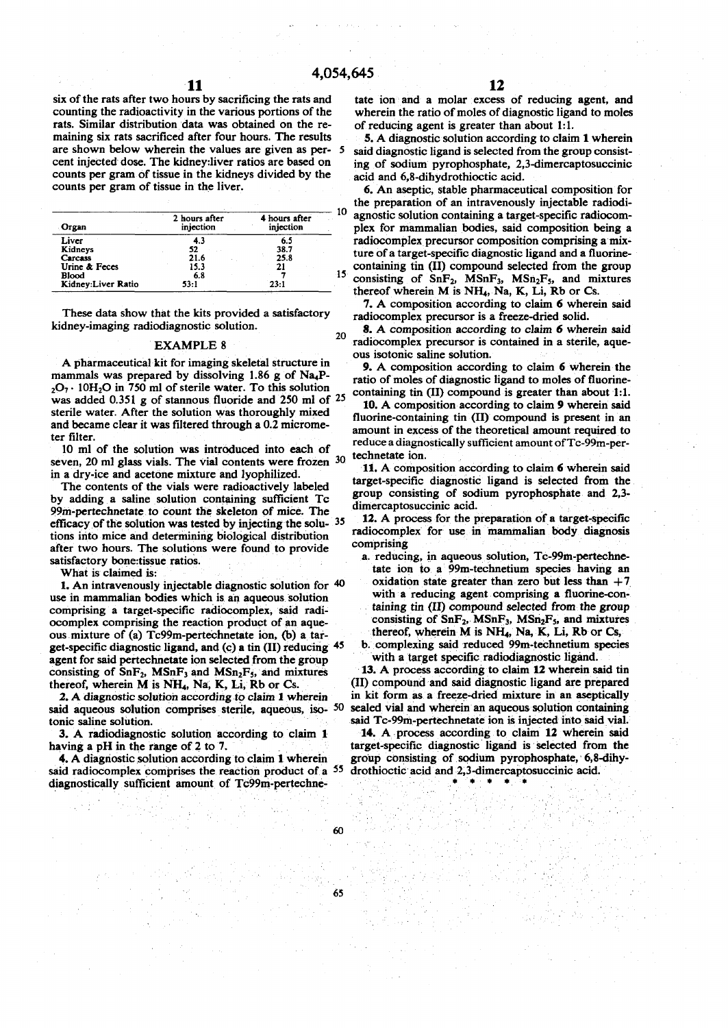six of the rats after two hours by sacrificing the rats and counting the radioactivity in the various portions of the rats. Similar distribution data was obtained on the remaining six rats sacrificed after four hours. The results are shown below wherein the values are given as percent injected dose. The kidney:liver ratios are based on counts per gram of tissue in the kidneys divided by the counts per gram of tissue in the liver.

| Organ | 2 hours after injection | 4 hours after injection |
|---|---|---|
| Liver | 4.3 | 6.5 |
| Kidneys | 52 | 38.7 |
| Carcass | 21.6 | 25.8 |
| Urine & Feces | 15.3 | 21 |
| Blood | 6.8 | 7 |
| Kidney:Liver Ratio | 53:1 | 23:1 |

These data show that the kits provided a satisfactory kidney-imaging radiodiagnostic solution.

## EXAMPLE 8

A pharmaceutical kit for imaging skeletal structure in mammals was prepared by dissolving 1.86 g of $Na_4P_2O_7 \cdot 10H_2O$ in 750 ml of sterile water. To this solution was added 0.351 g of stannous fluoride and 250 ml of sterile water. After the solution was thoroughly mixed and became clear it was filtered through a 0.2 micrometer filter.

10 ml of the solution was introduced into each of seven, 20 ml glass vials. The vial contents were frozen in a dry-ice and acetone mixture and lyophilized.

The contents of the vials were radioactively labeled by adding a saline solution containing sufficient Tc 99m-pertechnetate to count the skeleton of mice. The efficacy of the solution was tested by injecting the solutions into mice and determining biological distribution after two hours. The solutions were found to provide satisfactory bone:tissue ratios.

What is claimed is:

**1.** An intravenously injectable diagnostic solution for use in mammalian bodies which is an aqueous solution comprising a target-specific radiocomplex, said radiocomplex comprising the reaction product of an aqueous mixture of (a) Tc99m-pertechnetate ion, (b) a target-specific diagnostic ligand, and (c) a tin (II) reducing agent for said pertechnetate ion selected from the group consisting of $SnF_2$, $MSnF_3$ and $MSn_2F_5$, and mixtures thereof, wherein M is $NH_4$, Na, K, Li, Rb or Cs.

**2.** A diagnostic solution according to claim **1** wherein said aqueous solution comprises sterile, aqueous, isotonic saline solution.

**3.** A radiodiagnostic solution according to claim **1** having a pH in the range of 2 to 7.

**4.** A diagnostic solution according to claim **1** wherein said radiocomplex comprises the reaction product of a diagnostically sufficient amount of Tc99m-pertechnetate ion and a molar excess of reducing agent, and wherein the ratio of moles of diagnostic ligand to moles of reducing agent is greater than about 1:1.

**5.** A diagnostic solution according to claim **1** wherein said diagnostic ligand is selected from the group consisting of sodium pyrophosphate, 2,3-dimercaptosuccinic acid and 6,8-dihydrothioctic acid.

**6.** An aseptic, stable pharmaceutical composition for the preparation of an intravenously injectable radiodiagnostic solution containing a target-specific radiocomplex for mammalian bodies, said composition being a radiocomplex precursor composition comprising a mixture of a target-specific diagnostic ligand and a fluorine-containing tin (II) compound selected from the group consisting of $SnF_2$, $MSnF_3$, $MSn_2F_5$, and mixtures thereof wherein M is $NH_4$, Na, K, Li, Rb or Cs.

**7.** A composition according to claim **6** wherein said radiocomplex precursor is a freeze-dried solid.

**8.** A composition according to claim **6** wherein said radiocomplex precursor is contained in a sterile, aqueous isotonic saline solution.

**9.** A composition according to claim **6** wherein the ratio of moles of diagnostic ligand to moles of fluorine-containing tin (II) compound is greater than about 1:1.

**10.** A composition according to claim **9** wherein said fluorine-containing tin (II) compound is present in an amount in excess of the theoretical amount required to reduce a diagnostically sufficient amount of Tc-99m-pertechnetate ion.

**11.** A composition according to claim **6** wherein said target-specific diagnostic ligand is selected from the group consisting of sodium pyrophosphate and 2,3-dimercaptosuccinic acid.

**12.** A process for the preparation of a target-specific radiocomplex for use in mammalian body diagnosis comprising

a. reducing, in aqueous solution, Tc-99m-pertechnetate ion to a 99m-technetium species having an oxidation state greater than zero but less than +7 with a reducing agent comprising a fluorine-containing tin (II) compound selected from the group consisting of $SnF_2$, $MSnF_3$, $MSn_2F_5$, and mixtures thereof, wherein M is $NH_4$, Na, K, Li, Rb or Cs,

b. complexing said reduced 99m-technetium species with a target specific radiodiagnostic ligand.

**13.** A process according to claim **12** wherein said tin (II) compound and said diagnostic ligand are prepared in kit form as a freeze-dried mixture in an aseptically sealed vial and wherein an aqueous solution containing said Tc-99m-pertechnetate ion is injected into said vial.

**14.** A process according to claim **12** wherein said target-specific diagnostic ligand is selected from the group consisting of sodium pyrophosphate, 6,8-dihydrothioctic acid and 2,3-dimercaptosuccinic acid.

* * * * *